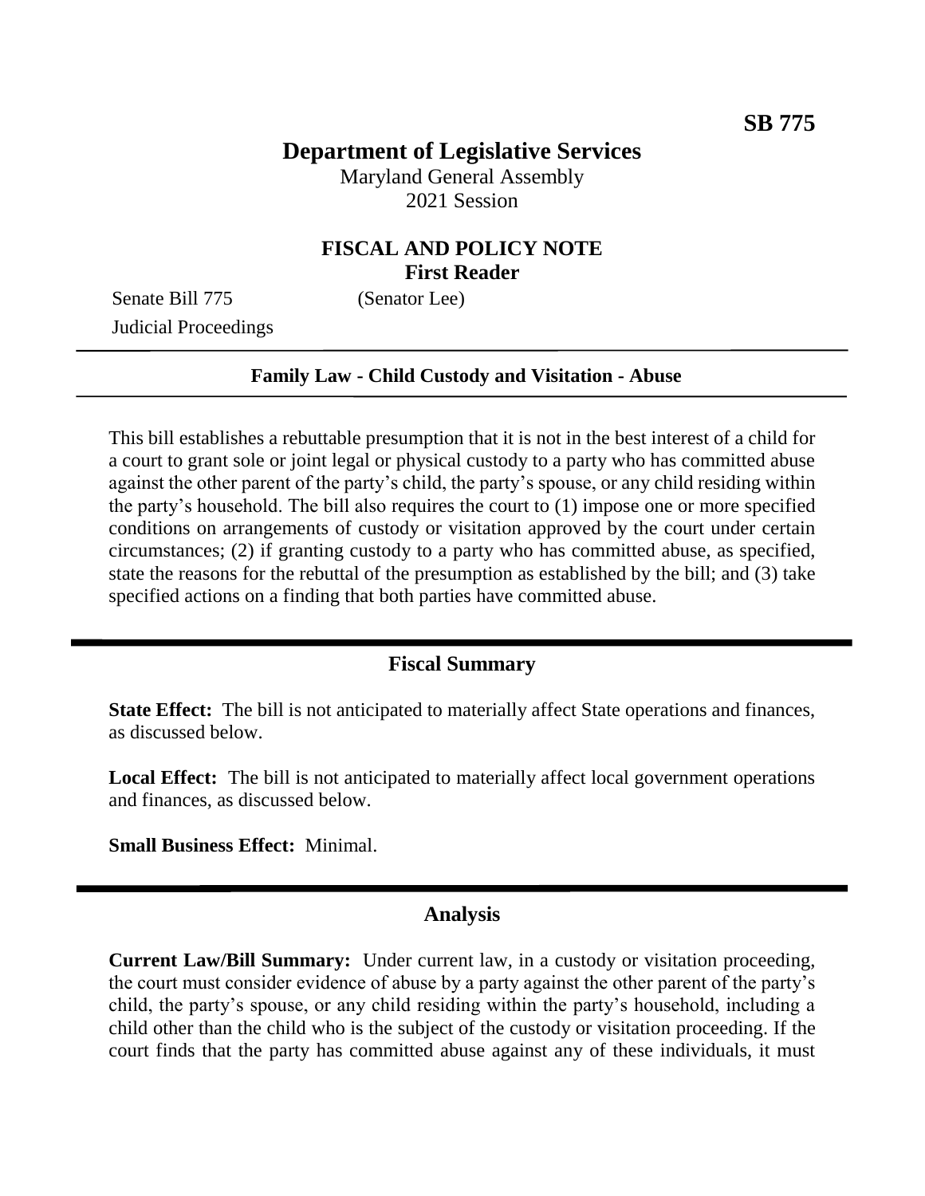**SB 775**

# Department of Legislative Services

Maryland General Assembly
2021 Session

## FISCAL AND POLICY NOTE
**First Reader**

Senate Bill 775 (Senator Lee)
Judicial Proceedings

---

**Family Law - Child Custody and Visitation - Abuse**

---

This bill establishes a rebuttable presumption that it is not in the best interest of a child for a court to grant sole or joint legal or physical custody to a party who has committed abuse against the other parent of the party's child, the party's spouse, or any child residing within the party's household. The bill also requires the court to (1) impose one or more specified conditions on arrangements of custody or visitation approved by the court under certain circumstances; (2) if granting custody to a party who has committed abuse, as specified, state the reasons for the rebuttal of the presumption as established by the bill; and (3) take specified actions on a finding that both parties have committed abuse.

---

## Fiscal Summary

**State Effect:** The bill is not anticipated to materially affect State operations and finances, as discussed below.

**Local Effect:** The bill is not anticipated to materially affect local government operations and finances, as discussed below.

**Small Business Effect:** Minimal.

---

## Analysis

**Current Law/Bill Summary:** Under current law, in a custody or visitation proceeding, the court must consider evidence of abuse by a party against the other parent of the party's child, the party's spouse, or any child residing within the party's household, including a child other than the child who is the subject of the custody or visitation proceeding. If the court finds that the party has committed abuse against any of these individuals, it must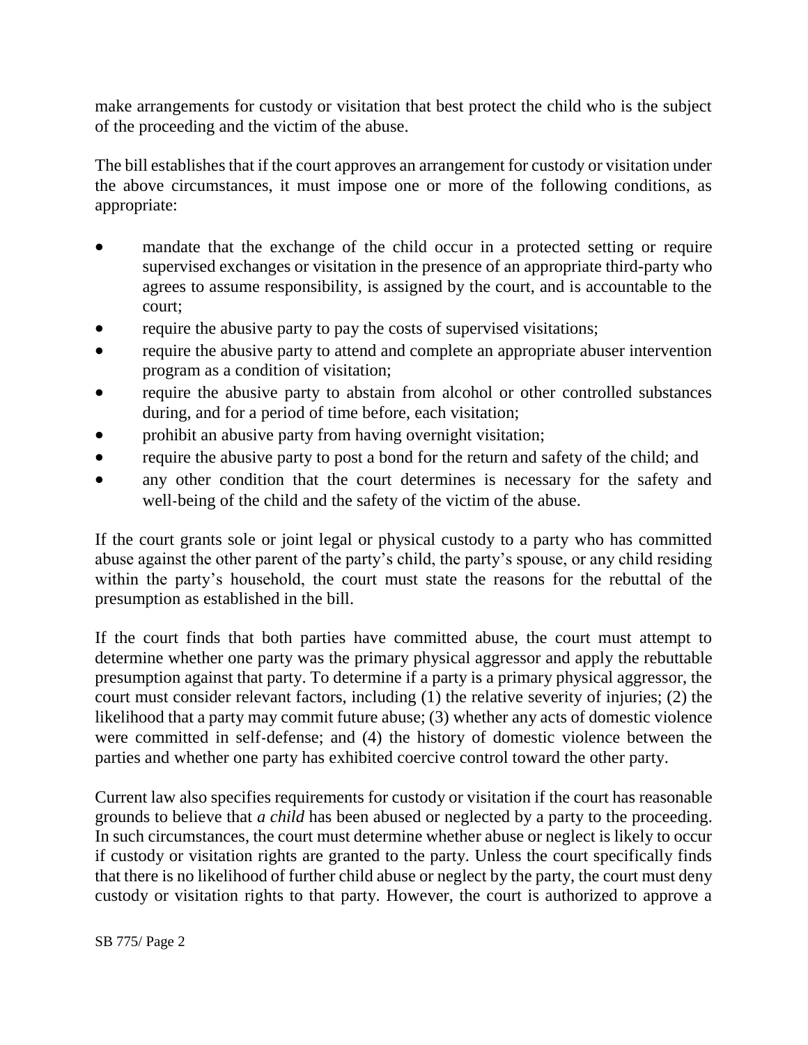make arrangements for custody or visitation that best protect the child who is the subject of the proceeding and the victim of the abuse.

The bill establishes that if the court approves an arrangement for custody or visitation under the above circumstances, it must impose one or more of the following conditions, as appropriate:

- mandate that the exchange of the child occur in a protected setting or require supervised exchanges or visitation in the presence of an appropriate third-party who agrees to assume responsibility, is assigned by the court, and is accountable to the court;
- require the abusive party to pay the costs of supervised visitations;
- require the abusive party to attend and complete an appropriate abuser intervention program as a condition of visitation;
- require the abusive party to abstain from alcohol or other controlled substances during, and for a period of time before, each visitation;
- prohibit an abusive party from having overnight visitation;
- require the abusive party to post a bond for the return and safety of the child; and
- any other condition that the court determines is necessary for the safety and well-being of the child and the safety of the victim of the abuse.

If the court grants sole or joint legal or physical custody to a party who has committed abuse against the other parent of the party's child, the party's spouse, or any child residing within the party's household, the court must state the reasons for the rebuttal of the presumption as established in the bill.

If the court finds that both parties have committed abuse, the court must attempt to determine whether one party was the primary physical aggressor and apply the rebuttable presumption against that party. To determine if a party is a primary physical aggressor, the court must consider relevant factors, including (1) the relative severity of injuries; (2) the likelihood that a party may commit future abuse; (3) whether any acts of domestic violence were committed in self-defense; and (4) the history of domestic violence between the parties and whether one party has exhibited coercive control toward the other party.

Current law also specifies requirements for custody or visitation if the court has reasonable grounds to believe that *a child* has been abused or neglected by a party to the proceeding. In such circumstances, the court must determine whether abuse or neglect is likely to occur if custody or visitation rights are granted to the party. Unless the court specifically finds that there is no likelihood of further child abuse or neglect by the party, the court must deny custody or visitation rights to that party. However, the court is authorized to approve a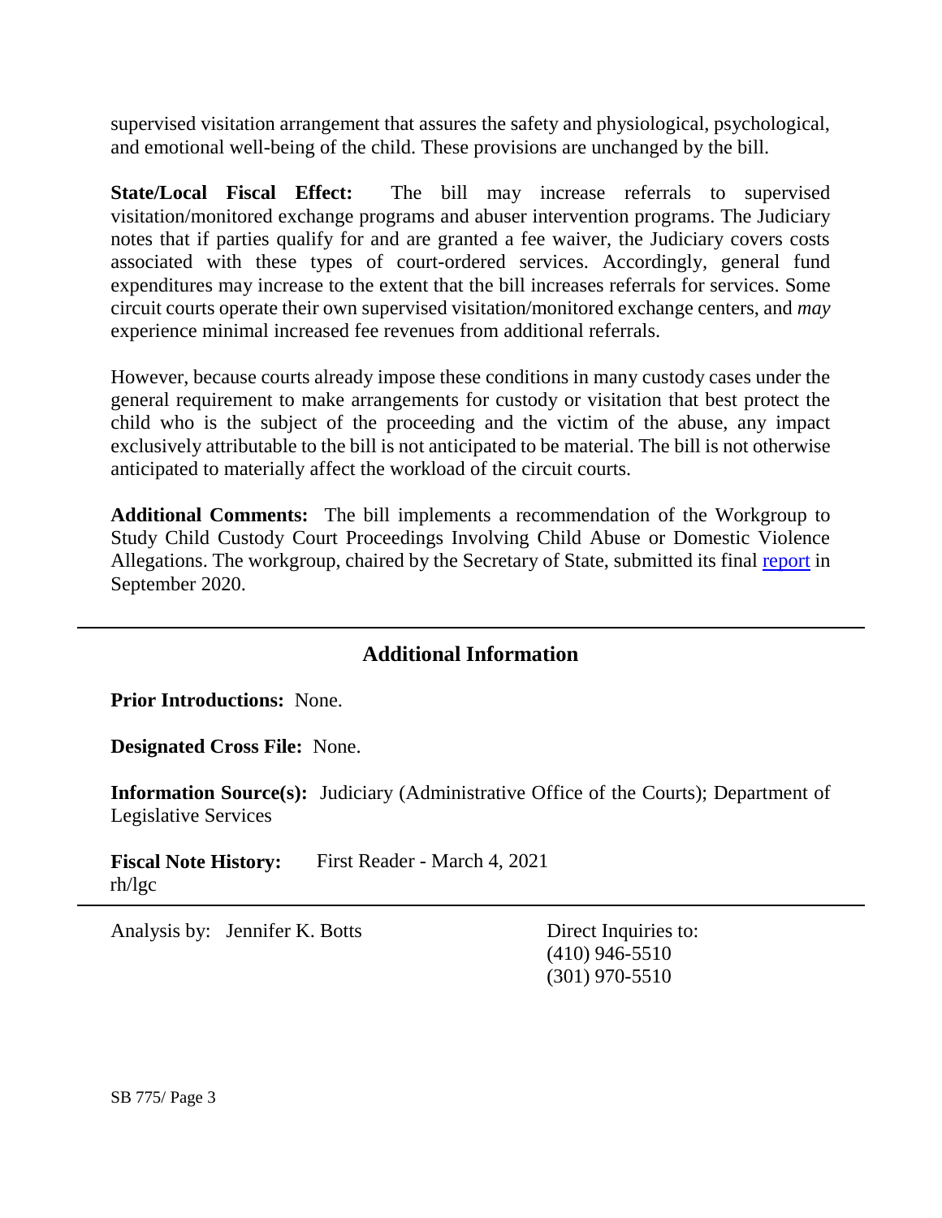supervised visitation arrangement that assures the safety and physiological, psychological, and emotional well-being of the child. These provisions are unchanged by the bill.

**State/Local Fiscal Effect:** The bill may increase referrals to supervised visitation/monitored exchange programs and abuser intervention programs. The Judiciary notes that if parties qualify for and are granted a fee waiver, the Judiciary covers costs associated with these types of court-ordered services. Accordingly, general fund expenditures may increase to the extent that the bill increases referrals for services. Some circuit courts operate their own supervised visitation/monitored exchange centers, and *may* experience minimal increased fee revenues from additional referrals.

However, because courts already impose these conditions in many custody cases under the general requirement to make arrangements for custody or visitation that best protect the child who is the subject of the proceeding and the victim of the abuse, any impact exclusively attributable to the bill is not anticipated to be material. The bill is not otherwise anticipated to materially affect the workload of the circuit courts.

**Additional Comments:** The bill implements a recommendation of the Workgroup to Study Child Custody Court Proceedings Involving Child Abuse or Domestic Violence Allegations. The workgroup, chaired by the Secretary of State, submitted its final report in September 2020.

## Additional Information

**Prior Introductions:** None.

**Designated Cross File:** None.

**Information Source(s):** Judiciary (Administrative Office of the Courts); Department of Legislative Services

**Fiscal Note History:** First Reader - March 4, 2021
rh/lgc

Analysis by: Jennifer K. Botts

Direct Inquiries to:
(410) 946-5510
(301) 970-5510